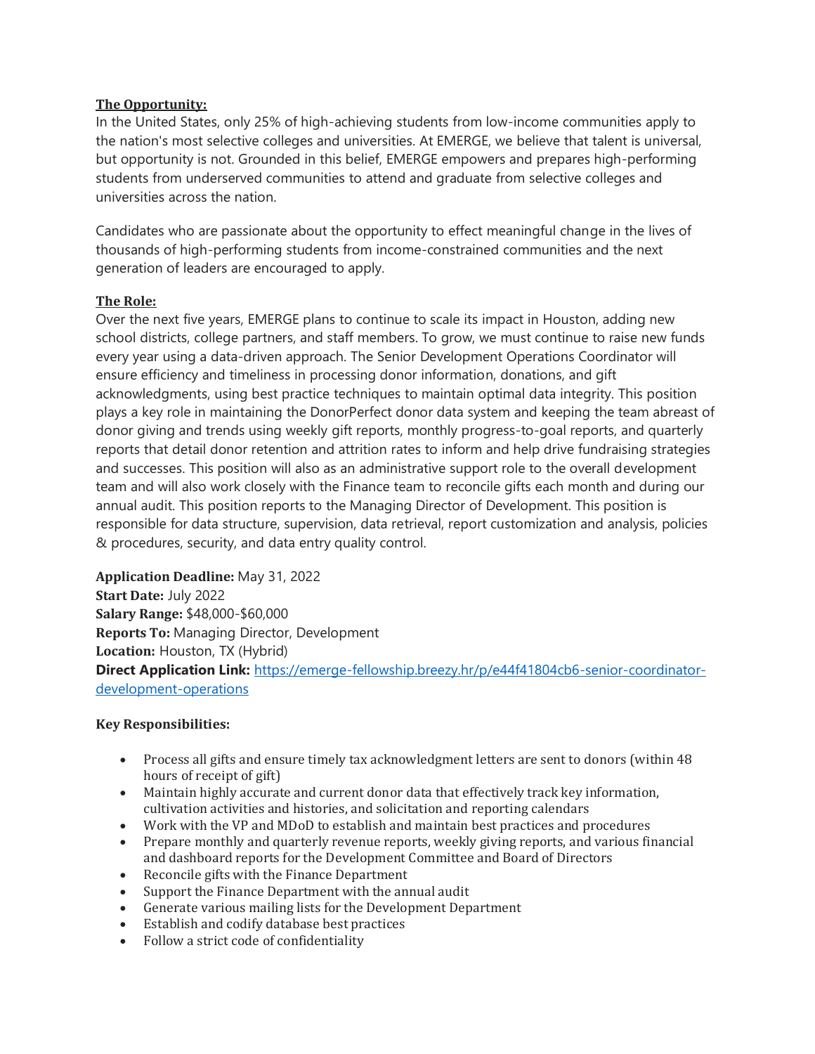**The Opportunity:**

In the United States, only 25% of high-achieving students from low-income communities apply to the nation's most selective colleges and universities. At EMERGE, we believe that talent is universal, but opportunity is not. Grounded in this belief, EMERGE empowers and prepares high-performing students from underserved communities to attend and graduate from selective colleges and universities across the nation.

Candidates who are passionate about the opportunity to effect meaningful change in the lives of thousands of high-performing students from income-constrained communities and the next generation of leaders are encouraged to apply.

**The Role:**

Over the next five years, EMERGE plans to continue to scale its impact in Houston, adding new school districts, college partners, and staff members. To grow, we must continue to raise new funds every year using a data-driven approach. The Senior Development Operations Coordinator will ensure efficiency and timeliness in processing donor information, donations, and gift acknowledgments, using best practice techniques to maintain optimal data integrity. This position plays a key role in maintaining the DonorPerfect donor data system and keeping the team abreast of donor giving and trends using weekly gift reports, monthly progress-to-goal reports, and quarterly reports that detail donor retention and attrition rates to inform and help drive fundraising strategies and successes. This position will also as an administrative support role to the overall development team and will also work closely with the Finance team to reconcile gifts each month and during our annual audit. This position reports to the Managing Director of Development. This position is responsible for data structure, supervision, data retrieval, report customization and analysis, policies & procedures, security, and data entry quality control.

**Application Deadline:** May 31, 2022
**Start Date:** July 2022
**Salary Range:** $48,000-$60,000
**Reports To:** Managing Director, Development
**Location:** Houston, TX (Hybrid)
**Direct Application Link:** [https://emerge-fellowship.breezy.hr/p/e44f41804cb6-senior-coordinator-development-operations](https://emerge-fellowship.breezy.hr/p/e44f41804cb6-senior-coordinator-development-operations)

**Key Responsibilities:**

- Process all gifts and ensure timely tax acknowledgment letters are sent to donors (within 48 hours of receipt of gift)
- Maintain highly accurate and current donor data that effectively track key information, cultivation activities and histories, and solicitation and reporting calendars
- Work with the VP and MDoD to establish and maintain best practices and procedures
- Prepare monthly and quarterly revenue reports, weekly giving reports, and various financial and dashboard reports for the Development Committee and Board of Directors
- Reconcile gifts with the Finance Department
- Support the Finance Department with the annual audit
- Generate various mailing lists for the Development Department
- Establish and codify database best practices
- Follow a strict code of confidentiality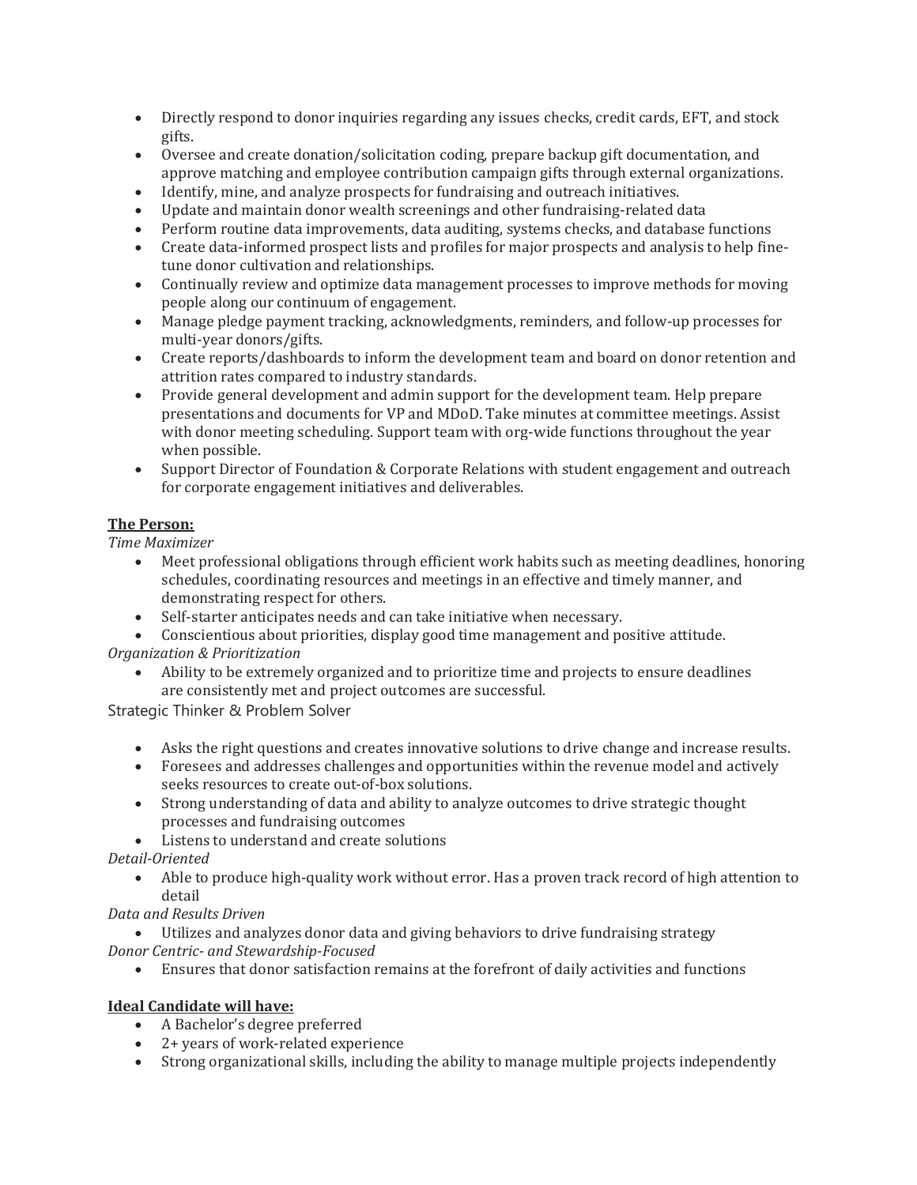- Directly respond to donor inquiries regarding any issues checks, credit cards, EFT, and stock gifts.
- Oversee and create donation/solicitation coding, prepare backup gift documentation, and approve matching and employee contribution campaign gifts through external organizations.
- Identify, mine, and analyze prospects for fundraising and outreach initiatives.
- Update and maintain donor wealth screenings and other fundraising-related data
- Perform routine data improvements, data auditing, systems checks, and database functions
- Create data-informed prospect lists and profiles for major prospects and analysis to help fine-tune donor cultivation and relationships.
- Continually review and optimize data management processes to improve methods for moving people along our continuum of engagement.
- Manage pledge payment tracking, acknowledgments, reminders, and follow-up processes for multi-year donors/gifts.
- Create reports/dashboards to inform the development team and board on donor retention and attrition rates compared to industry standards.
- Provide general development and admin support for the development team. Help prepare presentations and documents for VP and MDoD. Take minutes at committee meetings. Assist with donor meeting scheduling. Support team with org-wide functions throughout the year when possible.
- Support Director of Foundation & Corporate Relations with student engagement and outreach for corporate engagement initiatives and deliverables.

**The Person:**

*Time Maximizer*

- Meet professional obligations through efficient work habits such as meeting deadlines, honoring schedules, coordinating resources and meetings in an effective and timely manner, and demonstrating respect for others.
- Self-starter anticipates needs and can take initiative when necessary.
- Conscientious about priorities, display good time management and positive attitude.

*Organization & Prioritization*

- Ability to be extremely organized and to prioritize time and projects to ensure deadlines are consistently met and project outcomes are successful.

Strategic Thinker & Problem Solver

- Asks the right questions and creates innovative solutions to drive change and increase results.
- Foresees and addresses challenges and opportunities within the revenue model and actively seeks resources to create out-of-box solutions.
- Strong understanding of data and ability to analyze outcomes to drive strategic thought processes and fundraising outcomes
- Listens to understand and create solutions

*Detail-Oriented*

- Able to produce high-quality work without error. Has a proven track record of high attention to detail

*Data and Results Driven*

- Utilizes and analyzes donor data and giving behaviors to drive fundraising strategy

*Donor Centric- and Stewardship-Focused*

- Ensures that donor satisfaction remains at the forefront of daily activities and functions

**Ideal Candidate will have:**

- A Bachelor's degree preferred
- 2+ years of work-related experience
- Strong organizational skills, including the ability to manage multiple projects independently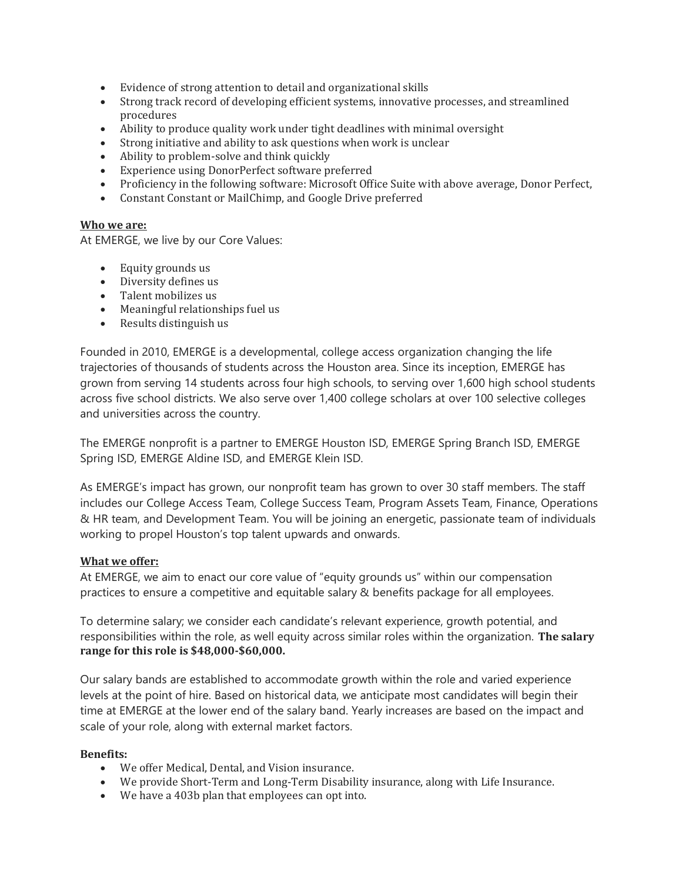- Evidence of strong attention to detail and organizational skills
- Strong track record of developing efficient systems, innovative processes, and streamlined procedures
- Ability to produce quality work under tight deadlines with minimal oversight
- Strong initiative and ability to ask questions when work is unclear
- Ability to problem-solve and think quickly
- Experience using DonorPerfect software preferred
- Proficiency in the following software: Microsoft Office Suite with above average, Donor Perfect,
- Constant Constant or MailChimp, and Google Drive preferred

**<u>Who we are:</u>**
At EMERGE, we live by our Core Values:

- Equity grounds us
- Diversity defines us
- Talent mobilizes us
- Meaningful relationships fuel us
- Results distinguish us

Founded in 2010, EMERGE is a developmental, college access organization changing the life trajectories of thousands of students across the Houston area. Since its inception, EMERGE has grown from serving 14 students across four high schools, to serving over 1,600 high school students across five school districts. We also serve over 1,400 college scholars at over 100 selective colleges and universities across the country.

The EMERGE nonprofit is a partner to EMERGE Houston ISD, EMERGE Spring Branch ISD, EMERGE Spring ISD, EMERGE Aldine ISD, and EMERGE Klein ISD.

As EMERGE's impact has grown, our nonprofit team has grown to over 30 staff members. The staff includes our College Access Team, College Success Team, Program Assets Team, Finance, Operations & HR team, and Development Team. You will be joining an energetic, passionate team of individuals working to propel Houston's top talent upwards and onwards.

**<u>What we offer:</u>**
At EMERGE, we aim to enact our core value of "equity grounds us" within our compensation practices to ensure a competitive and equitable salary & benefits package for all employees.

To determine salary; we consider each candidate's relevant experience, growth potential, and responsibilities within the role, as well equity across similar roles within the organization. **The salary range for this role is $48,000-$60,000.**

Our salary bands are established to accommodate growth within the role and varied experience levels at the point of hire. Based on historical data, we anticipate most candidates will begin their time at EMERGE at the lower end of the salary band. Yearly increases are based on the impact and scale of your role, along with external market factors.

**Benefits:**

- We offer Medical, Dental, and Vision insurance.
- We provide Short-Term and Long-Term Disability insurance, along with Life Insurance.
- We have a 403b plan that employees can opt into.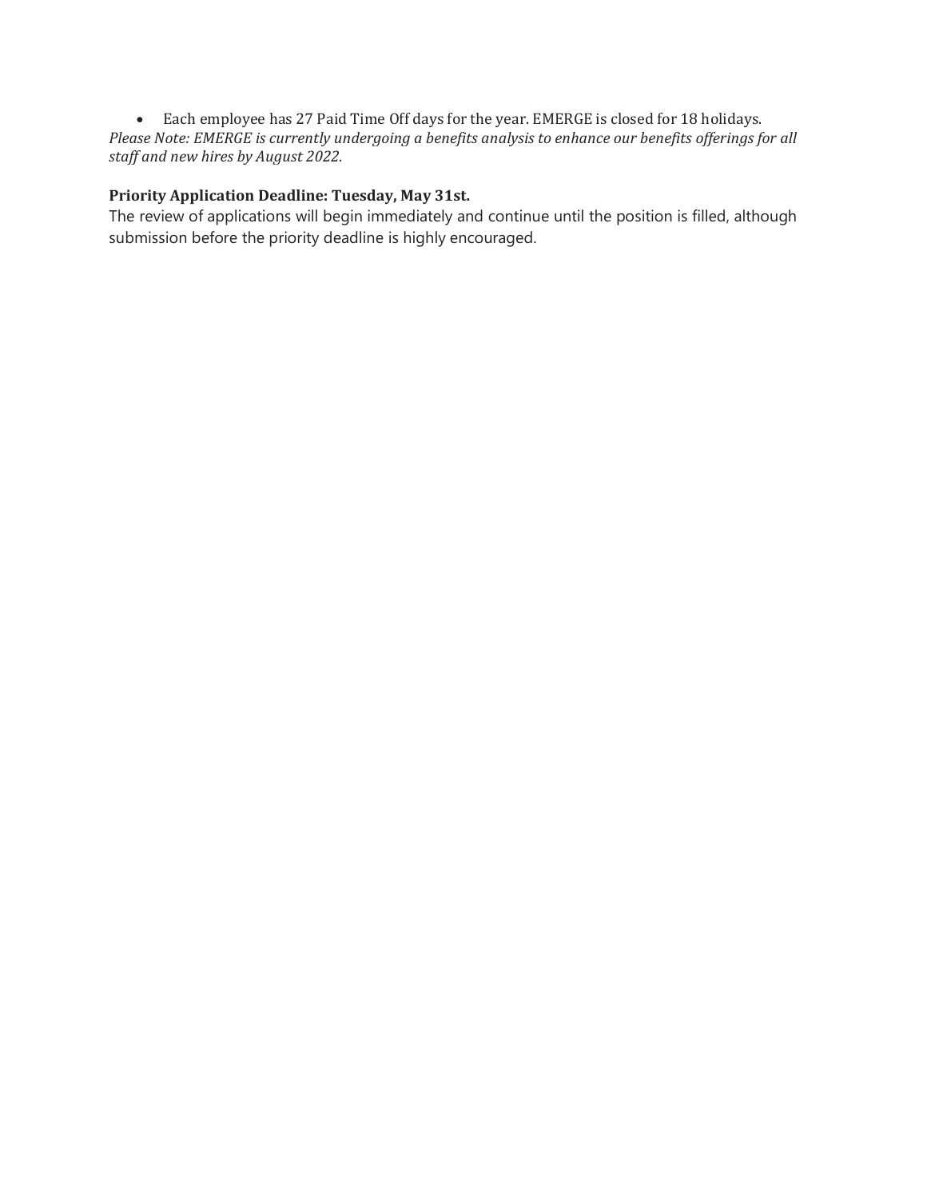- Each employee has 27 Paid Time Off days for the year. EMERGE is closed for 18 holidays.

*Please Note: EMERGE is currently undergoing a benefits analysis to enhance our benefits offerings for all staff and new hires by August 2022.*

**Priority Application Deadline: Tuesday, May 31st.**

The review of applications will begin immediately and continue until the position is filled, although submission before the priority deadline is highly encouraged.